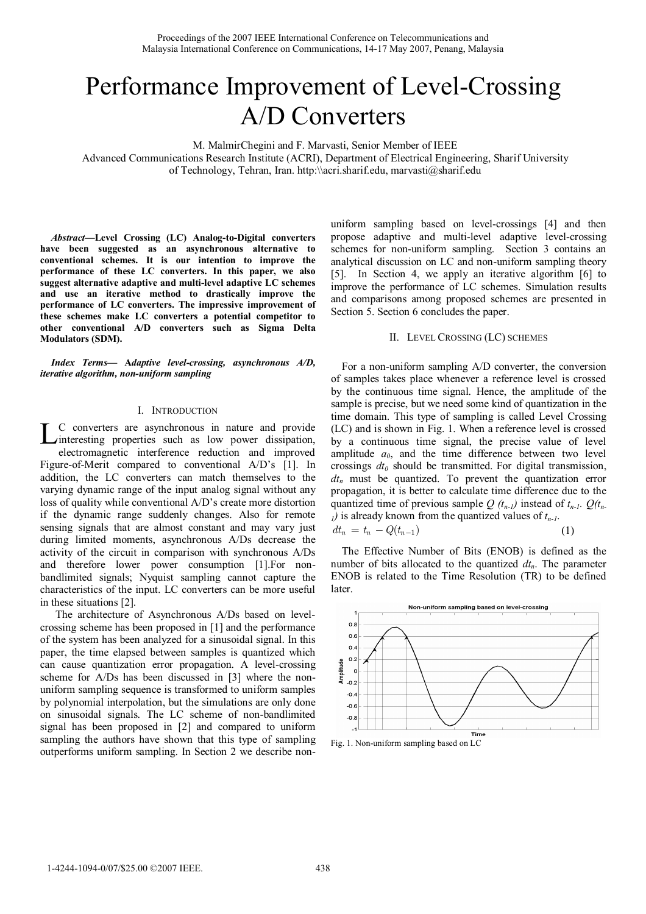# Performance Improvement of Level-Crossing A/D Converters

M. MalmirChegini and F. Marvasti, Senior Member of IEEE

Advanced Communications Research Institute (ACRI), Department of Electrical Engineering, Sharif University of Technology, Tehran, Iran. http:\\acri.sharif.edu, marvasti@sharif.edu

***Abstract*—Level Crossing (LC) Analog-to-Digital converters have been suggested as an asynchronous alternative to conventional schemes. It is our intention to improve the performance of these LC converters. In this paper, we also suggest alternative adaptive and multi-level adaptive LC schemes and use an iterative method to drastically improve the performance of LC converters. The impressive improvement of these schemes make LC converters a potential competitor to other conventional A/D converters such as Sigma Delta Modulators (SDM).**

***Index Terms*— Adaptive level-crossing, asynchronous A/D, iterative algorithm, non-uniform sampling**

## I. INTRODUCTION

LC converters are asynchronous in nature and provide interesting properties such as low power dissipation, electromagnetic interference reduction and improved Figure-of-Merit compared to conventional A/D's [1]. In addition, the LC converters can match themselves to the varying dynamic range of the input analog signal without any loss of quality while conventional A/D's create more distortion if the dynamic range suddenly changes. Also for remote sensing signals that are almost constant and may vary just during limited moments, asynchronous A/Ds decrease the activity of the circuit in comparison with synchronous A/Ds and therefore lower power consumption [1].For non-bandlimited signals; Nyquist sampling cannot capture the characteristics of the input. LC converters can be more useful in these situations [2].

The architecture of Asynchronous A/Ds based on level-crossing scheme has been proposed in [1] and the performance of the system has been analyzed for a sinusoidal signal. In this paper, the time elapsed between samples is quantized which can cause quantization error propagation. A level-crossing scheme for A/Ds has been discussed in [3] where the non-uniform sampling sequence is transformed to uniform samples by polynomial interpolation, but the simulations are only done on sinusoidal signals. The LC scheme of non-bandlimited signal has been proposed in [2] and compared to uniform sampling the authors have shown that this type of sampling outperforms uniform sampling. In Section 2 we describe non-uniform sampling based on level-crossings [4] and then propose adaptive and multi-level adaptive level-crossing schemes for non-uniform sampling. Section 3 contains an analytical discussion on LC and non-uniform sampling theory [5]. In Section 4, we apply an iterative algorithm [6] to improve the performance of LC schemes. Simulation results and comparisons among proposed schemes are presented in Section 5. Section 6 concludes the paper.

## II. LEVEL CROSSING (LC) SCHEMES

For a non-uniform sampling A/D converter, the conversion of samples takes place whenever a reference level is crossed by the continuous time signal. Hence, the amplitude of the sample is precise, but we need some kind of quantization in the time domain. This type of sampling is called Level Crossing (LC) and is shown in Fig. 1. When a reference level is crossed by a continuous time signal, the precise value of level amplitude $a_0$, and the time difference between two level crossings $dt_0$ should be transmitted. For digital transmission, $dt_n$ must be quantized. To prevent the quantization error propagation, it is better to calculate time difference due to the quantized time of previous sample $Q(t_{n-1})$ instead of $t_{n-1}$. $Q(t_{n-1})$ is already known from the quantized values of $t_{n-1}$.

$$dt_n = t_n - Q(t_{n-1}) \tag{1}$$

The Effective Number of Bits (ENOB) is defined as the number of bits allocated to the quantized $dt_n$. The parameter ENOB is related to the Time Resolution (TR) to be defined later.

Fig. 1. Non-uniform sampling based on LC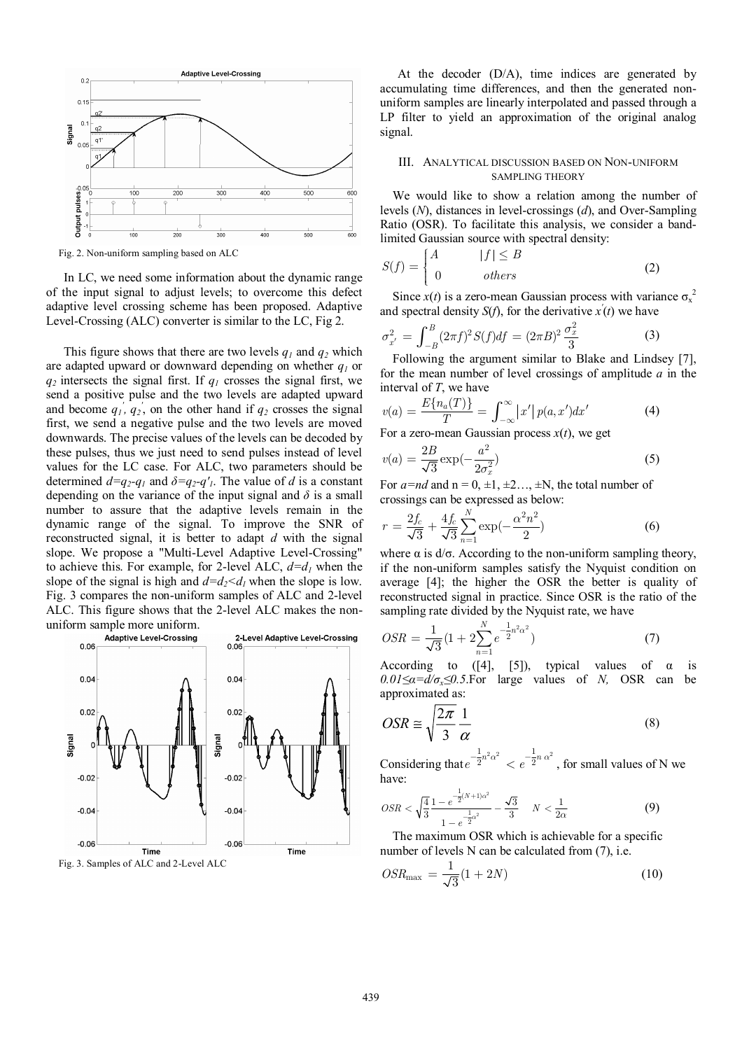Fig. 2. Non-uniform sampling based on ALC

In LC, we need some information about the dynamic range of the input signal to adjust levels; to overcome this defect adaptive level crossing scheme has been proposed. Adaptive Level-Crossing (ALC) converter is similar to the LC, Fig 2.

This figure shows that there are two levels $q_1$ and $q_2$ which are adapted upward or downward depending on whether $q_1$ or $q_2$ intersects the signal first. If $q_1$ crosses the signal first, we send a positive pulse and the two levels are adapted upward and become $q_1^{'}$, $q_2^{'}$, on the other hand if $q_2$ crosses the signal first, we send a negative pulse and the two levels are moved downwards. The precise values of the levels can be decoded by these pulses, thus we just need to send pulses instead of level values for the LC case. For ALC, two parameters should be determined $d=q_2-q_1$ and $\delta=q_2-q'_1$. The value of $d$ is a constant depending on the variance of the input signal and $\delta$ is a small number to assure that the adaptive levels remain in the dynamic range of the signal. To improve the SNR of reconstructed signal, it is better to adapt $d$ with the signal slope. We propose a "Multi-Level Adaptive Level-Crossing" to achieve this. For example, for 2-level ALC, $d=d_1$ when the slope of the signal is high and $d=d_2<d_1$ when the slope is low. Fig. 3 compares the non-uniform samples of ALC and 2-level ALC. This figure shows that the 2-level ALC makes the non-uniform sample more uniform.

Fig. 3. Samples of ALC and 2-Level ALC

At the decoder (D/A), time indices are generated by accumulating time differences, and then the generated non-uniform samples are linearly interpolated and passed through a LP filter to yield an approximation of the original analog signal.

## III. Analytical discussion based on Non-uniform sampling theory

We would like to show a relation among the number of levels ($N$), distances in level-crossings ($d$), and Over-Sampling Ratio (OSR). To facilitate this analysis, we consider a band-limited Gaussian source with spectral density:

$$S(f) = \begin{cases} A & |f| \le B \\ 0 & others \end{cases} \tag{2}$$

Since $x(t)$ is a zero-mean Gaussian process with variance $\sigma_x^2$ and spectral density $S(f)$, for the derivative $x^{'}(t)$ we have

$$\sigma_{x'}^2 = \int_{-B}^{B} (2\pi f)^2 S(f) df = (2\pi B)^2 \frac{\sigma_x^2}{3} \tag{3}$$

Following the argument similar to Blake and Lindsey [7], for the mean number of level crossings of amplitude $a$ in the interval of $T$, we have

$$v(a) = \frac{E\{n_a(T)\}}{T} = \int_{-\infty}^{\infty} |x'|\, p(a, x') dx' \tag{4}$$

For a zero-mean Gaussian process $x(t)$, we get

$$v(a) = \frac{2B}{\sqrt{3}} \exp(-\frac{a^2}{2\sigma_x^2}) \tag{5}$$

For $a=nd$ and n = 0, ±1, ±2…, ±N, the total number of crossings can be expressed as below:

$$r = \frac{2f_c}{\sqrt{3}} + \frac{4f_c}{\sqrt{3}} \sum_{n=1}^{N} \exp(-\frac{\alpha^2 n^2}{2}) \tag{6}$$

where α is d/σ. According to the non-uniform sampling theory, if the non-uniform samples satisfy the Nyquist condition on average [4]; the higher the OSR the better is quality of reconstructed signal in practice. Since OSR is the ratio of the sampling rate divided by the Nyquist rate, we have

$$OSR = \frac{1}{\sqrt{3}} (1 + 2\sum_{n=1}^{N} e^{-\frac{1}{2}n^2\alpha^2}) \tag{7}$$

According to ([4], [5]), typical values of α is $0.01 \le \alpha = d/\sigma_x \le 0.5$. For large values of $N$, OSR can be approximated as:

$$OSR \cong \sqrt{\frac{2\pi}{3}} \frac{1}{\alpha} \tag{8}$$

Considering that $e^{-\frac{1}{2}n^2\alpha^2} < e^{-\frac{1}{2}n\,\alpha^2}$, for small values of N we have:

$$OSR < \sqrt{\frac{4}{3}} \frac{1 - e^{-\frac{1}{2}(N+1)\alpha^2}}{1 - e^{-\frac{1}{2}\alpha^2}} - \frac{\sqrt{3}}{3} \quad N < \frac{1}{2\alpha} \tag{9}$$

The maximum OSR which is achievable for a specific number of levels N can be calculated from (7), i.e.

$$OSR_{\max} = \frac{1}{\sqrt{3}} (1 + 2N) \tag{10}$$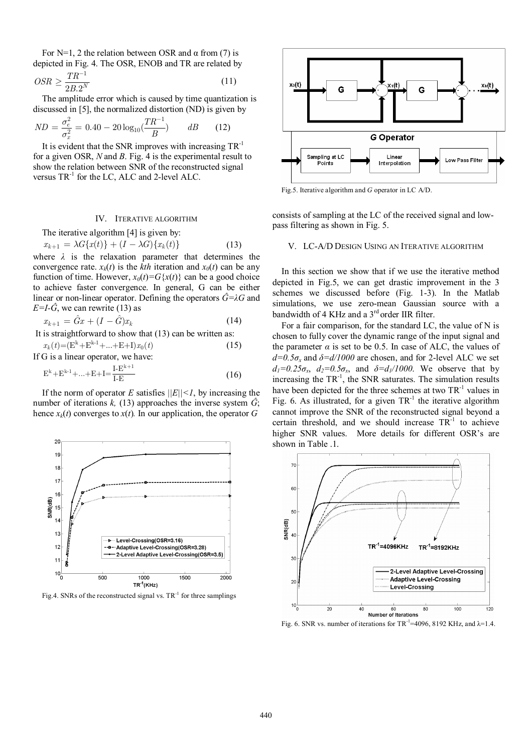For N=1, 2 the relation between OSR and $\alpha$ from (7) is depicted in Fig. 4. The OSR, ENOB and TR are related by

$$OSR \geq \frac{TR^{-1}}{2B.2^{N}} \tag{11}$$

The amplitude error which is caused by time quantization is discussed in [5], the normalized distortion (ND) is given by

$$ND = \frac{\sigma_e^2}{\sigma_x^2} = 0.40 - 20\log_{10}(\frac{TR^{-1}}{B}) \qquad dB \tag{12}$$

It is evident that the SNR improves with increasing $TR^{-1}$ for a given OSR, $N$ and $B$. Fig. 4 is the experimental result to show the relation between SNR of the reconstructed signal versus $TR^{-1}$ for the LC, ALC and 2-level ALC.

Fig.4. SNRs of the reconstructed signal vs. $TR^{-1}$ for three samplings

## IV. Iterative Algorithm

The iterative algorithm [4] is given by:

$$x_{k+1} = \lambda G\{x(t)\} + (I - \lambda G)\{x_k(t)\} \tag{13}$$

where $\lambda$ is the relaxation parameter that determines the convergence rate. $x_k(t)$ is the *kth* iteration and $x_0(t)$ can be any function of time. However, $x_0(t)=G\{x(t)\}$ can be a good choice to achieve faster convergence. In general, G can be either linear or non-linear operator. Defining the operators $\hat{G}=\lambda G$ and $E=I-\hat{G}$, we can rewrite (13) as

$$x_{k+1} = \hat{G}x + (I - \hat{G})x_k \tag{14}$$

It is straightforward to show that (13) can be written as:

$$x_k(t)=(E^k+E^{k-1}+...+E+I)x_0(t) \tag{15}$$

If G is a linear operator, we have:

$$E^k+E^{k-1}+...+E+I=\frac{I-E^{k+1}}{I-E} \tag{16}$$

If the norm of operator $E$ satisfies $||E||<1$, by increasing the number of iterations $k$, (13) approaches the inverse system $\hat{G}$; hence $x_k(t)$ converges to $x(t)$. In our application, the operator $G$ consists of sampling at the LC of the received signal and low-pass filtering as shown in Fig. 5.

Fig.5. Iterative algorithm and *G* operator in LC A/D.

## V. LC-A/D Design Using an Iterative Algorithm

In this section we show that if we use the iterative method depicted in Fig.5, we can get drastic improvement in the 3 schemes we discussed before (Fig. 1-3). In the Matlab simulations, we use zero-mean Gaussian source with a bandwidth of 4 KHz and a 3rd order IIR filter.

For a fair comparison, for the standard LC, the value of N is chosen to fully cover the dynamic range of the input signal and the parameter $\alpha$ is set to be 0.5. In case of ALC, the values of $d=0.5\sigma_x$ and $\delta=d/1000$ are chosen, and for 2-level ALC we set $d_1=0.25\sigma_x$, $d_2=0.5\sigma_x$, and $\delta=d_1/1000$. We observe that by increasing the $TR^{-1}$, the SNR saturates. The simulation results have been depicted for the three schemes at two $TR^{-1}$ values in Fig. 6. As illustrated, for a given $TR^{-1}$ the iterative algorithm cannot improve the SNR of the reconstructed signal beyond a certain threshold, and we should increase $TR^{-1}$ to achieve higher SNR values. More details for different OSR's are shown in Table .1.

Fig. 6. SNR vs. number of iterations for $TR^{-1}$=4096, 8192 KHz, and $\lambda$=1.4.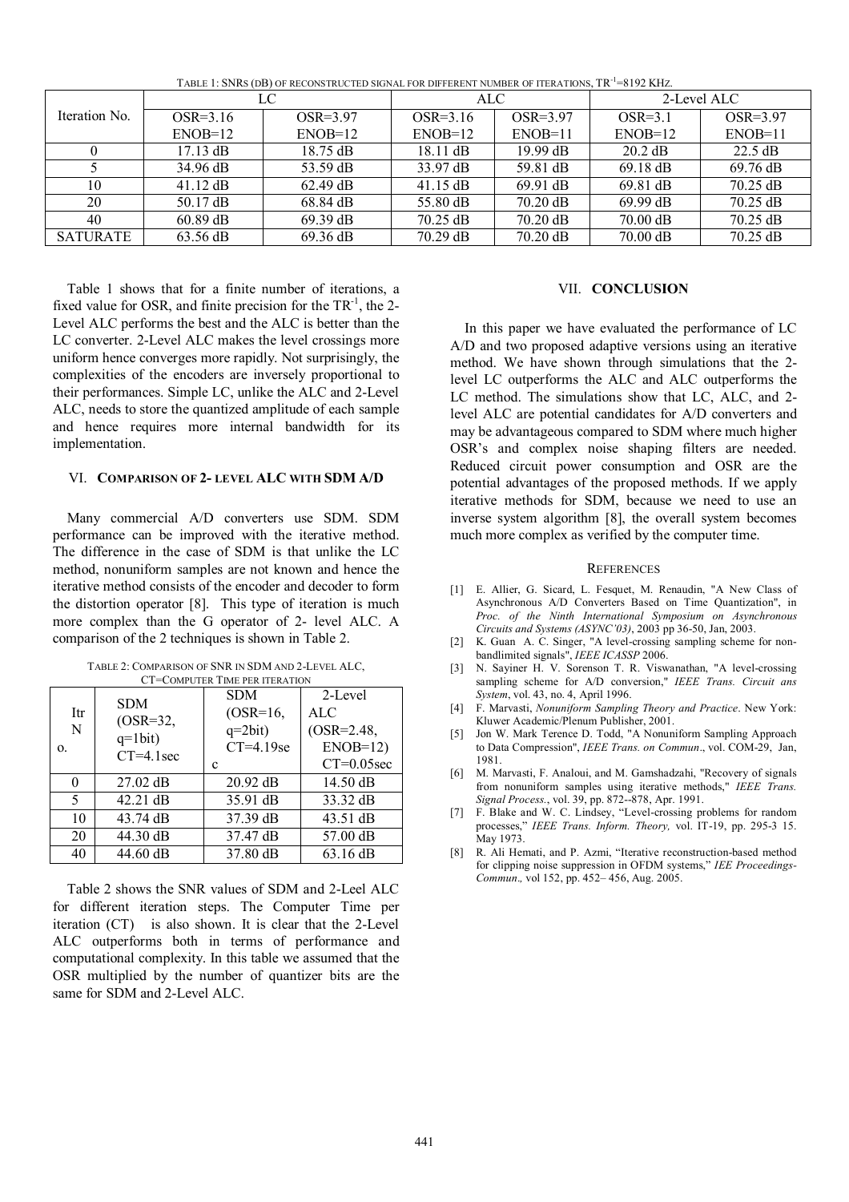TABLE 1: SNRS (DB) OF RECONSTRUCTED SIGNAL FOR DIFFERENT NUMBER OF ITERATIONS, $TR^{-1}$=8192 KHZ.

| Iteration No. | LC | | ALC | | 2-Level ALC | |
|---|---|---|---|---|---|---|
| | OSR=3.16 ENOB=12 | OSR=3.97 ENOB=12 | OSR=3.16 ENOB=12 | OSR=3.97 ENOB=11 | OSR=3.1 ENOB=12 | OSR=3.97 ENOB=11 |
| 0 | 17.13 dB | 18.75 dB | 18.11 dB | 19.99 dB | 20.2 dB | 22.5 dB |
| 5 | 34.96 dB | 53.59 dB | 33.97 dB | 59.81 dB | 69.18 dB | 69.76 dB |
| 10 | 41.12 dB | 62.49 dB | 41.15 dB | 69.91 dB | 69.81 dB | 70.25 dB |
| 20 | 50.17 dB | 68.84 dB | 55.80 dB | 70.20 dB | 69.99 dB | 70.25 dB |
| 40 | 60.89 dB | 69.39 dB | 70.25 dB | 70.20 dB | 70.00 dB | 70.25 dB |
| SATURATE | 63.56 dB | 69.36 dB | 70.29 dB | 70.20 dB | 70.00 dB | 70.25 dB |

Table 1 shows that for a finite number of iterations, a fixed value for OSR, and finite precision for the $TR^{-1}$, the 2-Level ALC performs the best and the ALC is better than the LC converter. 2-Level ALC makes the level crossings more uniform hence converges more rapidly. Not surprisingly, the complexities of the encoders are inversely proportional to their performances. Simple LC, unlike the ALC and 2-Level ALC, needs to store the quantized amplitude of each sample and hence requires more internal bandwidth for its implementation.

## VI. COMPARISON OF 2- LEVEL ALC WITH SDM A/D

Many commercial A/D converters use SDM. SDM performance can be improved with the iterative method. The difference in the case of SDM is that unlike the LC method, nonuniform samples are not known and hence the iterative method consists of the encoder and decoder to form the distortion operator [8]. This type of iteration is much more complex than the G operator of 2- level ALC. A comparison of the 2 techniques is shown in Table 2.

TABLE 2: COMPARISON OF SNR IN SDM AND 2-LEVEL ALC, CT=COMPUTER TIME PER ITERATION

| Itr No. | SDM (OSR=32, q=1bit) CT=4.1sec | SDM (OSR=16, q=2bit) CT=4.19sec | 2-Level ALC (OSR=2.48, ENOB=12) CT=0.05sec |
|---|---|---|---|
| 0 | 27.02 dB | 20.92 dB | 14.50 dB |
| 5 | 42.21 dB | 35.91 dB | 33.32 dB |
| 10 | 43.74 dB | 37.39 dB | 43.51 dB |
| 20 | 44.30 dB | 37.47 dB | 57.00 dB |
| 40 | 44.60 dB | 37.80 dB | 63.16 dB |

Table 2 shows the SNR values of SDM and 2-Leel ALC for different iteration steps. The Computer Time per iteration (CT) is also shown. It is clear that the 2-Level ALC outperforms both in terms of performance and computational complexity. In this table we assumed that the OSR multiplied by the number of quantizer bits are the same for SDM and 2-Level ALC.

## VII. CONCLUSION

In this paper we have evaluated the performance of LC A/D and two proposed adaptive versions using an iterative method. We have shown through simulations that the 2-level LC outperforms the ALC and ALC outperforms the LC method. The simulations show that LC, ALC, and 2-level ALC are potential candidates for A/D converters and may be advantageous compared to SDM where much higher OSR's and complex noise shaping filters are needed. Reduced circuit power consumption and OSR are the potential advantages of the proposed methods. If we apply iterative methods for SDM, because we need to use an inverse system algorithm [8], the overall system becomes much more complex as verified by the computer time.

## REFERENCES

[1] E. Allier, G. Sicard, L. Fesquet, M. Renaudin, "A New Class of Asynchronous A/D Converters Based on Time Quantization", in *Proc. of the Ninth International Symposium on Asynchronous Circuits and Systems (ASYNC'03)*, 2003 pp 36-50, Jan, 2003.

[2] K. Guan A. C. Singer, "A level-crossing sampling scheme for non-bandlimited signals", *IEEE ICASSP* 2006.

[3] N. Sayiner H. V. Sorenson T. R. Viswanathan, "A level-crossing sampling scheme for A/D conversion," *IEEE Trans. Circuit ans System*, vol. 43, no. 4, April 1996.

[4] F. Marvasti, *Nonuniform Sampling Theory and Practice*. New York: Kluwer Academic/Plenum Publisher, 2001.

[5] Jon W. Mark Terence D. Todd, "A Nonuniform Sampling Approach to Data Compression", *IEEE Trans. on Commun*., vol. COM-29, Jan, 1981.

[6] M. Marvasti, F. Analoui, and M. Gamshadzahi, "Recovery of signals from nonuniform samples using iterative methods," *IEEE Trans. Signal Process.*, vol. 39, pp. 872--878, Apr. 1991.

[7] F. Blake and W. C. Lindsey, "Level-crossing problems for random processes," *IEEE Trans. Inform. Theory,* vol. IT-19, pp. 295-3 15. May 1973.

[8] R. Ali Hemati, and P. Azmi, "Iterative reconstruction-based method for clipping noise suppression in OFDM systems," *IEE Proceedings-Commun.,* vol 152, pp. 452– 456, Aug. 2005.